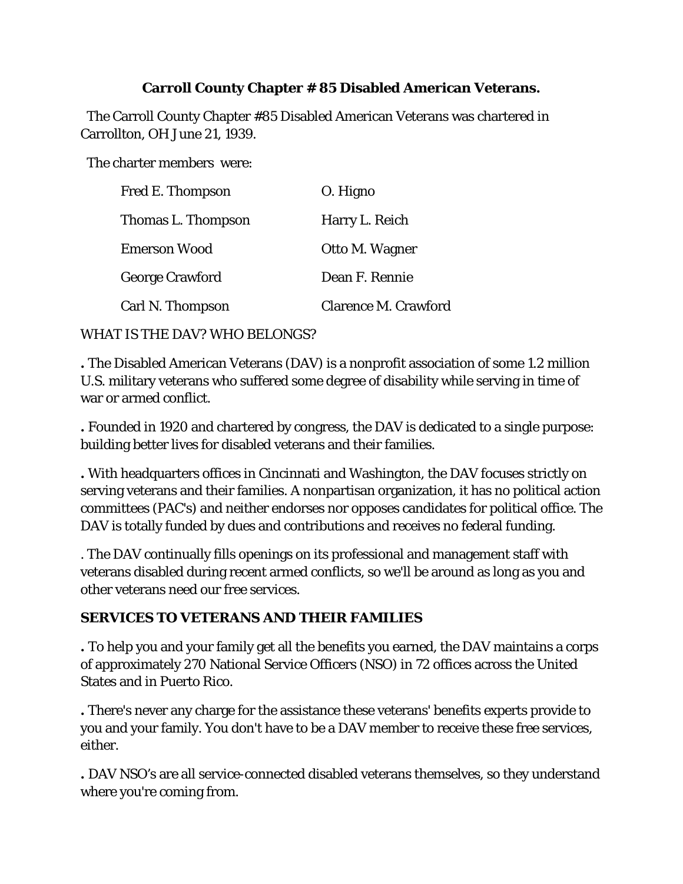**Carroll County Chapter # 85 Disabled American Veterans.**

The Carroll County Chapter #85 Disabled American Veterans was chartered in Carrollton, OH June 21, 1939.

The charter members were:

| | |
|---|---|
| Fred E. Thompson | O. Higno |
| Thomas L. Thompson | Harry L. Reich |
| Emerson Wood | Otto M. Wagner |
| George Crawford | Dean F. Rennie |
| Carl N. Thompson | Clarence M. Crawford |

WHAT IS THE DAV? WHO BELONGS?

**.** The Disabled American Veterans (DAV) is a nonprofit association of some 1.2 million U.S. military veterans who suffered some degree of disability while serving in time of war or armed conflict.

**.** Founded in 1920 and chartered by congress, the DAV is dedicated to a single purpose: building better lives for disabled veterans and their families.

**.** With headquarters offices in Cincinnati and Washington, the DAV focuses strictly on serving veterans and their families. A nonpartisan organization, it has no political action committees (PAC's) and neither endorses nor opposes candidates for political office. The DAV is totally funded by dues and contributions and receives no federal funding.

. The DAV continually fills openings on its professional and management staff with veterans disabled during recent armed conflicts, so we'll be around as long as you and other veterans need our free services.

**SERVICES TO VETERANS AND THEIR FAMILIES**

**.** To help you and your family get all the benefits you earned, the DAV maintains a corps of approximately 270 National Service Officers (NSO) in 72 offices across the United States and in Puerto Rico.

**.** There's never any charge for the assistance these veterans' benefits experts provide to you and your family. You don't have to be a DAV member to receive these free services, either.

**.** DAV NSO's are all service-connected disabled veterans themselves, so they understand where you're coming from.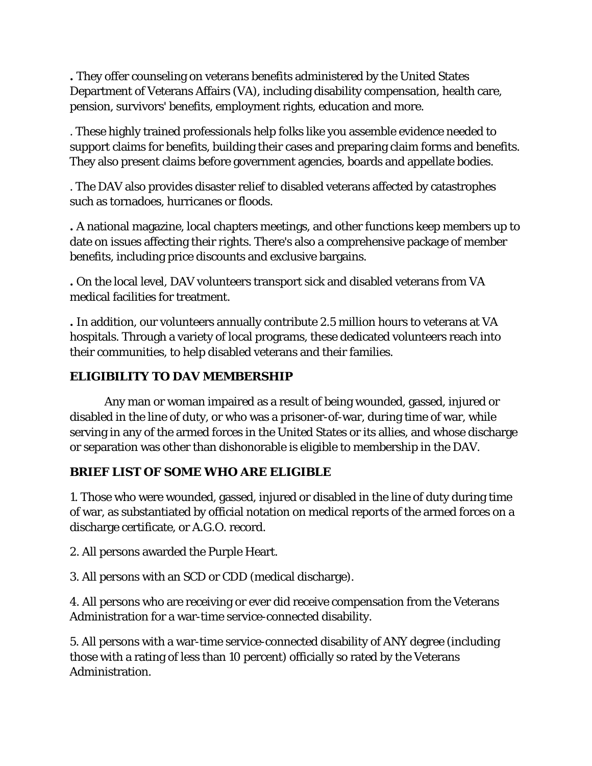**.** They offer counseling on veterans benefits administered by the United States Department of Veterans Affairs (VA), including disability compensation, health care, pension, survivors' benefits, employment rights, education and more.

. These highly trained professionals help folks like you assemble evidence needed to support claims for benefits, building their cases and preparing claim forms and benefits. They also present claims before government agencies, boards and appellate bodies.

. The DAV also provides disaster relief to disabled veterans affected by catastrophes such as tornadoes, hurricanes or floods.

**.** A national magazine, local chapters meetings, and other functions keep members up to date on issues affecting their rights. There's also a comprehensive package of member benefits, including price discounts and exclusive bargains.

**.** On the local level, DAV volunteers transport sick and disabled veterans from VA medical facilities for treatment.

**.** In addition, our volunteers annually contribute 2.5 million hours to veterans at VA hospitals. Through a variety of local programs, these dedicated volunteers reach into their communities, to help disabled veterans and their families.

**ELIGIBILITY TO DAV MEMBERSHIP**

Any man or woman impaired as a result of being wounded, gassed, injured or disabled in the line of duty, or who was a prisoner-of-war, during time of war, while serving in any of the armed forces in the United States or its allies, and whose discharge or separation was other than dishonorable is eligible to membership in the DAV.

**BRIEF LIST OF SOME WHO ARE ELIGIBLE**

1. Those who were wounded, gassed, injured or disabled in the line of duty during time of war, as substantiated by official notation on medical reports of the armed forces on a discharge certificate, or A.G.O. record.

2. All persons awarded the Purple Heart.

3. All persons with an SCD or CDD (medical discharge).

4. All persons who are receiving or ever did receive compensation from the Veterans Administration for a war-time service-connected disability.

5. All persons with a war-time service-connected disability of ANY degree (including those with a rating of less than 10 percent) officially so rated by the Veterans Administration.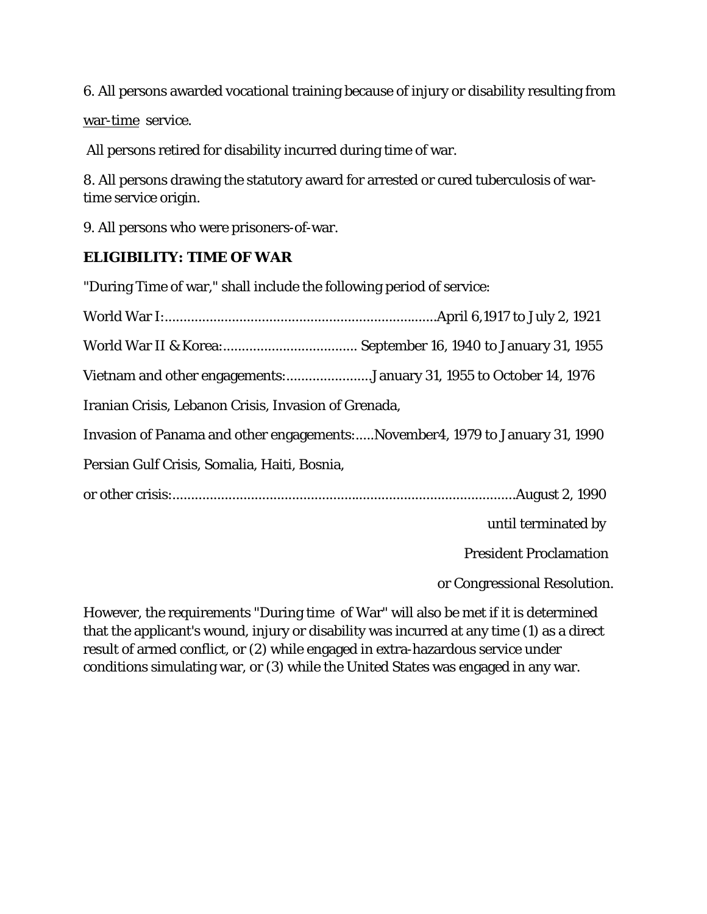6. All persons awarded vocational training because of injury or disability resulting from <u>war-time</u> service.

All persons retired for disability incurred during time of war.

8. All persons drawing the statutory award for arrested or cured tuberculosis of war-time service origin.

9. All persons who were prisoners-of-war.

**ELIGIBILITY: TIME OF WAR**

"During Time of war," shall include the following period of service:

World War I:........................................................................April 6,1917 to July 2, 1921

World War II & Korea:.................................... September 16, 1940 to January 31, 1955

Vietnam and other engagements:.......................January 31, 1955 to October 14, 1976

Iranian Crisis, Lebanon Crisis, Invasion of Grenada,

Invasion of Panama and other engagements:.....November4, 1979 to January 31, 1990

Persian Gulf Crisis, Somalia, Haiti, Bosnia,

or other crisis:...........................................................................................August 2, 1990 until terminated by President Proclamation or Congressional Resolution.

However, the requirements "During time of War" will also be met if it is determined that the applicant's wound, injury or disability was incurred at any time (1) as a direct result of armed conflict, or (2) while engaged in extra-hazardous service under conditions simulating war, or (3) while the United States was engaged in any war.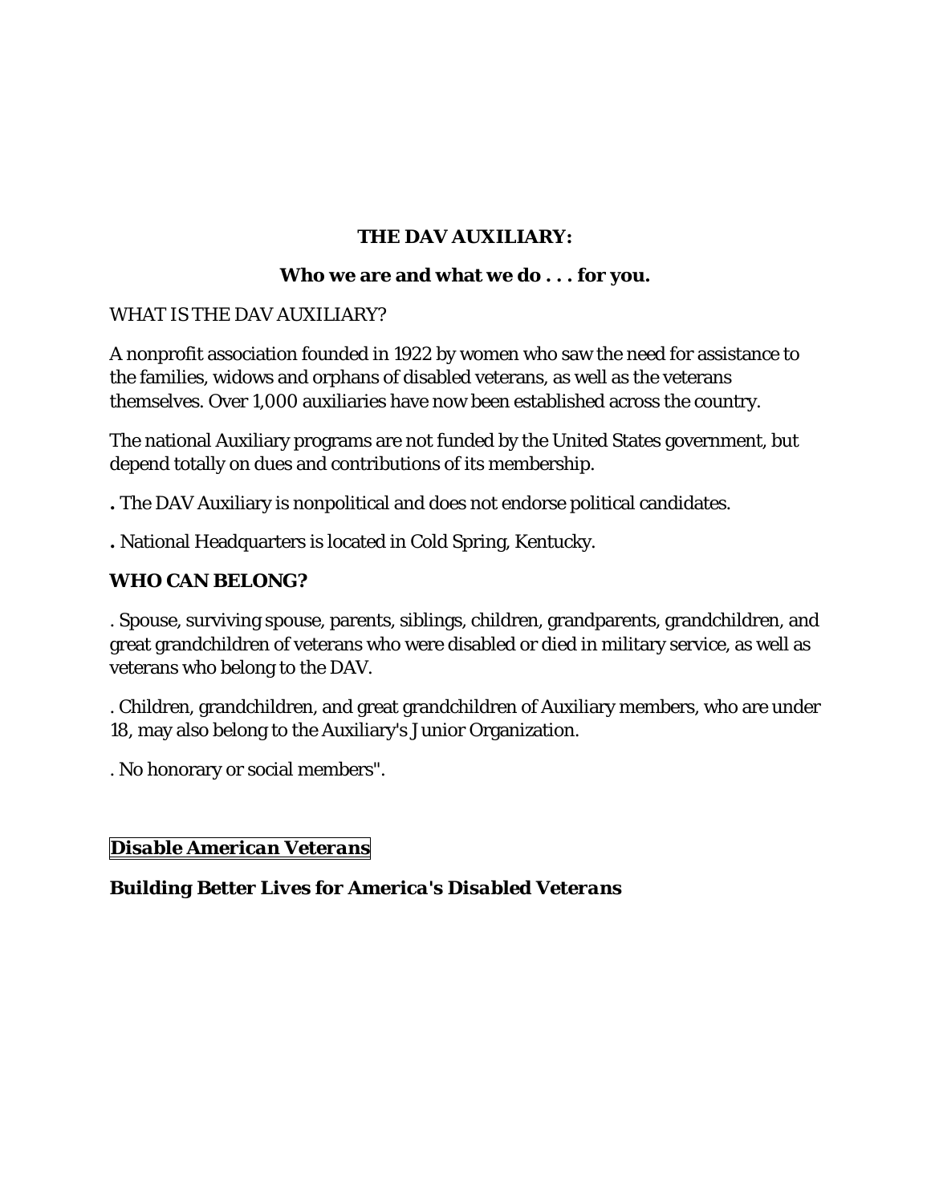**THE DAV AUXILIARY:**

**Who we are and what we do . . . for you.**

WHAT IS THE DAV AUXILIARY?

A nonprofit association founded in 1922 by women who saw the need for assistance to the families, widows and orphans of disabled veterans, as well as the veterans themselves. Over 1,000 auxiliaries have now been established across the country.

The national Auxiliary programs are not funded by the United States government, but depend totally on dues and contributions of its membership.

**.** The DAV Auxiliary is nonpolitical and does not endorse political candidates.

**.** National Headquarters is located in Cold Spring, Kentucky.

**WHO CAN BELONG?**

. Spouse, surviving spouse, parents, siblings, children, grandparents, grandchildren, and great grandchildren of veterans who were disabled or died in military service, as well as veterans who belong to the DAV.

. Children, grandchildren, and great grandchildren of Auxiliary members, who are under 18, may also belong to the Auxiliary's Junior Organization.

. No honorary or social members".

***Disable American Veterans***

***Building Better Lives for America's Disabled Veterans***